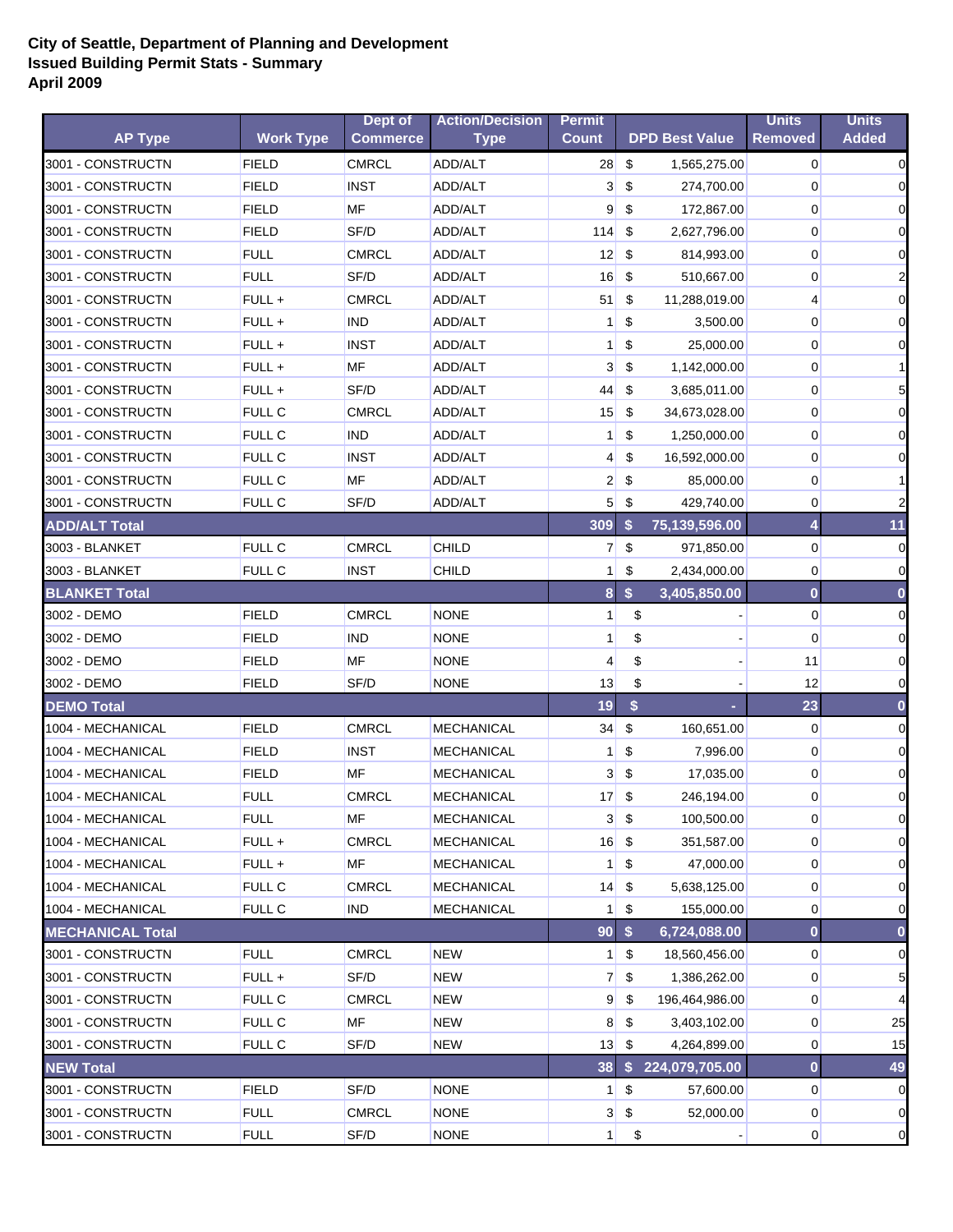**City of Seattle, Department of Planning and Development**
**Issued Building Permit Stats - Summary**
**April 2009**

| AP Type | Work Type | Dept of Commerce | Action/Decision Type | Permit Count | DPD Best Value | Units Removed | Units Added |
|---|---|---|---|---|---|---|---|
| 3001 - CONSTRUCTN | FIELD | CMRCL | ADD/ALT | 28 | $ 1,565,275.00 | 0 | 0 |
| 3001 - CONSTRUCTN | FIELD | INST | ADD/ALT | 3 | $ 274,700.00 | 0 | 0 |
| 3001 - CONSTRUCTN | FIELD | MF | ADD/ALT | 9 | $ 172,867.00 | 0 | 0 |
| 3001 - CONSTRUCTN | FIELD | SF/D | ADD/ALT | 114 | $ 2,627,796.00 | 0 | 0 |
| 3001 - CONSTRUCTN | FULL | CMRCL | ADD/ALT | 12 | $ 814,993.00 | 0 | 0 |
| 3001 - CONSTRUCTN | FULL | SF/D | ADD/ALT | 16 | $ 510,667.00 | 0 | 2 |
| 3001 - CONSTRUCTN | FULL + | CMRCL | ADD/ALT | 51 | $ 11,288,019.00 | 4 | 0 |
| 3001 - CONSTRUCTN | FULL + | IND | ADD/ALT | 1 | $ 3,500.00 | 0 | 0 |
| 3001 - CONSTRUCTN | FULL + | INST | ADD/ALT | 1 | $ 25,000.00 | 0 | 0 |
| 3001 - CONSTRUCTN | FULL + | MF | ADD/ALT | 3 | $ 1,142,000.00 | 0 | 1 |
| 3001 - CONSTRUCTN | FULL + | SF/D | ADD/ALT | 44 | $ 3,685,011.00 | 0 | 5 |
| 3001 - CONSTRUCTN | FULL C | CMRCL | ADD/ALT | 15 | $ 34,673,028.00 | 0 | 0 |
| 3001 - CONSTRUCTN | FULL C | IND | ADD/ALT | 1 | $ 1,250,000.00 | 0 | 0 |
| 3001 - CONSTRUCTN | FULL C | INST | ADD/ALT | 4 | $ 16,592,000.00 | 0 | 0 |
| 3001 - CONSTRUCTN | FULL C | MF | ADD/ALT | 2 | $ 85,000.00 | 0 | 1 |
| 3001 - CONSTRUCTN | FULL C | SF/D | ADD/ALT | 5 | $ 429,740.00 | 0 | 2 |
| **ADD/ALT Total** | | | | **309** | **$ 75,139,596.00** | **4** | **11** |
| 3003 - BLANKET | FULL C | CMRCL | CHILD | 7 | $ 971,850.00 | 0 | 0 |
| 3003 - BLANKET | FULL C | INST | CHILD | 1 | $ 2,434,000.00 | 0 | 0 |
| **BLANKET Total** | | | | **8** | **$ 3,405,850.00** | **0** | **0** |
| 3002 - DEMO | FIELD | CMRCL | NONE | 1 | $ - | 0 | 0 |
| 3002 - DEMO | FIELD | IND | NONE | 1 | $ - | 0 | 0 |
| 3002 - DEMO | FIELD | MF | NONE | 4 | $ - | 11 | 0 |
| 3002 - DEMO | FIELD | SF/D | NONE | 13 | $ - | 12 | 0 |
| **DEMO Total** | | | | **19** | **$ -** | **23** | **0** |
| 1004 - MECHANICAL | FIELD | CMRCL | MECHANICAL | 34 | $ 160,651.00 | 0 | 0 |
| 1004 - MECHANICAL | FIELD | INST | MECHANICAL | 1 | $ 7,996.00 | 0 | 0 |
| 1004 - MECHANICAL | FIELD | MF | MECHANICAL | 3 | $ 17,035.00 | 0 | 0 |
| 1004 - MECHANICAL | FULL | CMRCL | MECHANICAL | 17 | $ 246,194.00 | 0 | 0 |
| 1004 - MECHANICAL | FULL | MF | MECHANICAL | 3 | $ 100,500.00 | 0 | 0 |
| 1004 - MECHANICAL | FULL + | CMRCL | MECHANICAL | 16 | $ 351,587.00 | 0 | 0 |
| 1004 - MECHANICAL | FULL + | MF | MECHANICAL | 1 | $ 47,000.00 | 0 | 0 |
| 1004 - MECHANICAL | FULL C | CMRCL | MECHANICAL | 14 | $ 5,638,125.00 | 0 | 0 |
| 1004 - MECHANICAL | FULL C | IND | MECHANICAL | 1 | $ 155,000.00 | 0 | 0 |
| **MECHANICAL Total** | | | | **90** | **$ 6,724,088.00** | **0** | **0** |
| 3001 - CONSTRUCTN | FULL | CMRCL | NEW | 1 | $ 18,560,456.00 | 0 | 0 |
| 3001 - CONSTRUCTN | FULL + | SF/D | NEW | 7 | $ 1,386,262.00 | 0 | 5 |
| 3001 - CONSTRUCTN | FULL C | CMRCL | NEW | 9 | $ 196,464,986.00 | 0 | 4 |
| 3001 - CONSTRUCTN | FULL C | MF | NEW | 8 | $ 3,403,102.00 | 0 | 25 |
| 3001 - CONSTRUCTN | FULL C | SF/D | NEW | 13 | $ 4,264,899.00 | 0 | 15 |
| **NEW Total** | | | | **38** | **$ 224,079,705.00** | **0** | **49** |
| 3001 - CONSTRUCTN | FIELD | SF/D | NONE | 1 | $ 57,600.00 | 0 | 0 |
| 3001 - CONSTRUCTN | FULL | CMRCL | NONE | 3 | $ 52,000.00 | 0 | 0 |
| 3001 - CONSTRUCTN | FULL | SF/D | NONE | 1 | $ - | 0 | 0 |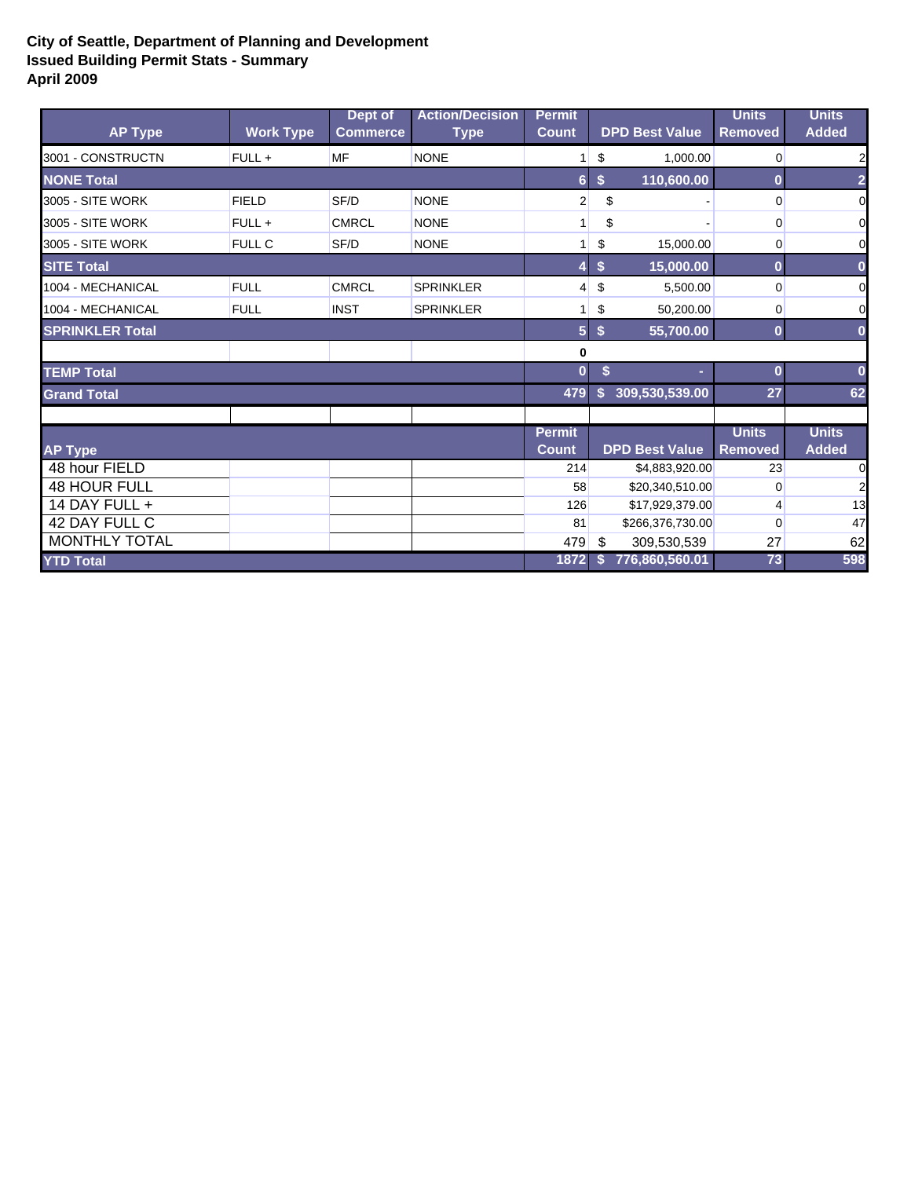**City of Seattle, Department of Planning and Development**
**Issued Building Permit Stats - Summary**
**April 2009**

| AP Type | Work Type | Dept of Commerce | Action/Decision Type | Permit Count | DPD Best Value | Units Removed | Units Added |
|---|---|---|---|---|---|---|---|
| 3001 - CONSTRUCTN | FULL + | MF | NONE | 1 | $ 1,000.00 | 0 | 2 |
| **NONE Total** | | | | **6** | **$ 110,600.00** | **0** | **2** |
| 3005 - SITE WORK | FIELD | SF/D | NONE | 2 | $ - | 0 | 0 |
| 3005 - SITE WORK | FULL + | CMRCL | NONE | 1 | $ - | 0 | 0 |
| 3005 - SITE WORK | FULL C | SF/D | NONE | 1 | $ 15,000.00 | 0 | 0 |
| **SITE Total** | | | | **4** | **$ 15,000.00** | **0** | **0** |
| 1004 - MECHANICAL | FULL | CMRCL | SPRINKLER | 4 | $ 5,500.00 | 0 | 0 |
| 1004 - MECHANICAL | FULL | INST | SPRINKLER | 1 | $ 50,200.00 | 0 | 0 |
| **SPRINKLER Total** | | | | **5** | **$ 55,700.00** | **0** | **0** |
| | | | | 0 | | | |
| **TEMP Total** | | | | **0** | **$ -** | **0** | **0** |
| **Grand Total** | | | | **479** | **$ 309,530,539.00** | **27** | **62** |

| AP Type | | | | Permit Count | DPD Best Value | Units Removed | Units Added |
|---|---|---|---|---|---|---|---|
| 48 hour FIELD | | | | 214 | $4,883,920.00 | 23 | 0 |
| 48 HOUR FULL | | | | 58 | $20,340,510.00 | 0 | 2 |
| 14 DAY FULL + | | | | 126 | $17,929,379.00 | 4 | 13 |
| 42 DAY FULL C | | | | 81 | $266,376,730.00 | 0 | 47 |
| MONTHLY TOTAL | | | | 479 | $ 309,530,539 | 27 | 62 |
| **YTD Total** | | | | **1872** | **$ 776,860,560.01** | **73** | **598** |